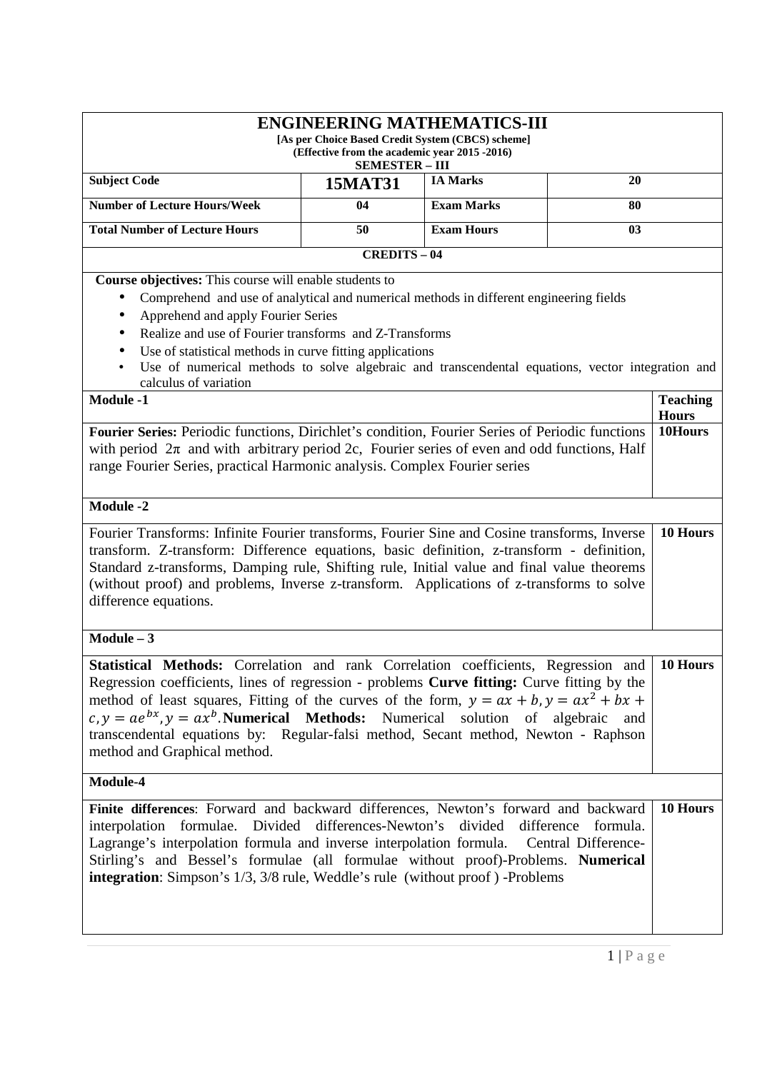# ENGINEERING MATHEMATICS-III

**[As per Choice Based Credit System (CBCS) scheme]**
**(Effective from the academic year 2015 -2016)**
**SEMESTER – III**

| Subject Code | 15MAT31 | IA Marks | 20 |
|---|---|---|---|
| Number of Lecture Hours/Week | 04 | Exam Marks | 80 |
| Total Number of Lecture Hours | 50 | Exam Hours | 03 |

**CREDITS – 04**

**Course objectives:** This course will enable students to

- Comprehend and use of analytical and numerical methods in different engineering fields
- Apprehend and apply Fourier Series
- Realize and use of Fourier transforms and Z-Transforms
- Use of statistical methods in curve fitting applications
- Use of numerical methods to solve algebraic and transcendental equations, vector integration and calculus of variation

| Module -1 | Teaching Hours |
|---|---|
| **Fourier Series:** Periodic functions, Dirichlet's condition, Fourier Series of Periodic functions with period $2\pi$ and with arbitrary period 2c, Fourier series of even and odd functions, Half range Fourier Series, practical Harmonic analysis. Complex Fourier series | 10Hours |
| **Module -2** | |
| Fourier Transforms: Infinite Fourier transforms, Fourier Sine and Cosine transforms, Inverse transform. Z-transform: Difference equations, basic definition, z-transform - definition, Standard z-transforms, Damping rule, Shifting rule, Initial value and final value theorems (without proof) and problems, Inverse z-transform. Applications of z-transforms to solve difference equations. | 10 Hours |
| **Module – 3** | |
| **Statistical Methods:** Correlation and rank Correlation coefficients, Regression and Regression coefficients, lines of regression - problems **Curve fitting:** Curve fitting by the method of least squares, Fitting of the curves of the form, $y = ax + b, y = ax^2 + bx + c, y = ae^{bx}, y = ax^b$. **Numerical Methods:** Numerical solution of algebraic and transcendental equations by: Regular-falsi method, Secant method, Newton - Raphson method and Graphical method. | 10 Hours |
| **Module-4** | |
| **Finite differences**: Forward and backward differences, Newton's forward and backward interpolation formulae. Divided differences-Newton's divided difference formula. Lagrange's interpolation formula and inverse interpolation formula. Central Difference-Stirling's and Bessel's formulae (all formulae without proof)-Problems. **Numerical integration**: Simpson's 1/3, 3/8 rule, Weddle's rule (without proof ) -Problems | 10 Hours |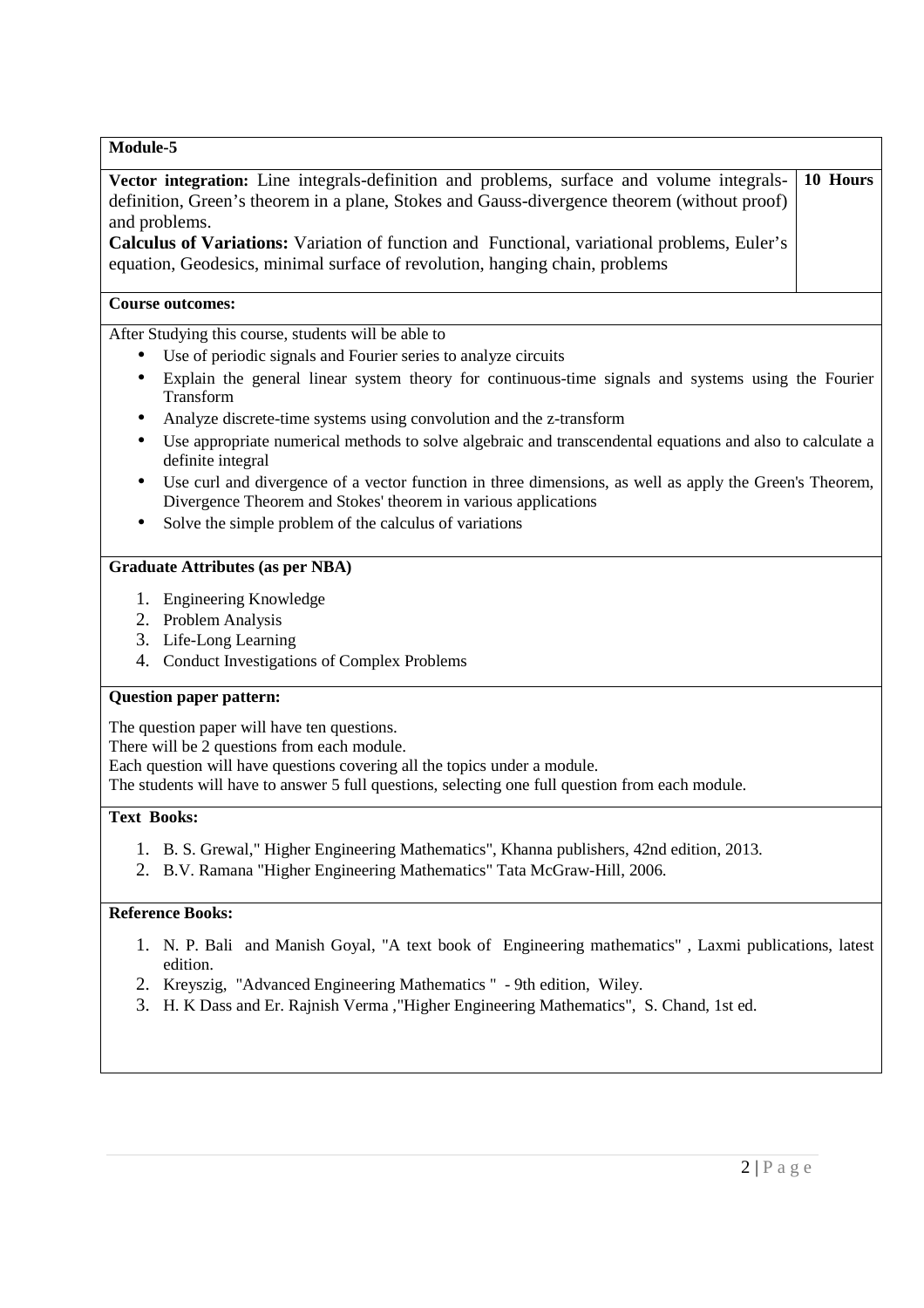| **Module-5** | |
|---|---|
| **Vector integration:** Line integrals-definition and problems, surface and volume integrals-definition, Green's theorem in a plane, Stokes and Gauss-divergence theorem (without proof) and problems.<br>**Calculus of Variations:** Variation of function and Functional, variational problems, Euler's equation, Geodesics, minimal surface of revolution, hanging chain, problems | **10 Hours** |

**Course outcomes:**

After Studying this course, students will be able to

- Use of periodic signals and Fourier series to analyze circuits
- Explain the general linear system theory for continuous-time signals and systems using the Fourier Transform
- Analyze discrete-time systems using convolution and the z-transform
- Use appropriate numerical methods to solve algebraic and transcendental equations and also to calculate a definite integral
- Use curl and divergence of a vector function in three dimensions, as well as apply the Green's Theorem, Divergence Theorem and Stokes' theorem in various applications
- Solve the simple problem of the calculus of variations

**Graduate Attributes (as per NBA)**

1. Engineering Knowledge
2. Problem Analysis
3. Life-Long Learning
4. Conduct Investigations of Complex Problems

**Question paper pattern:**

The question paper will have ten questions.
There will be 2 questions from each module.
Each question will have questions covering all the topics under a module.
The students will have to answer 5 full questions, selecting one full question from each module.

**Text Books:**

1. B. S. Grewal," Higher Engineering Mathematics", Khanna publishers, 42nd edition, 2013.
2. B.V. Ramana "Higher Engineering Mathematics" Tata McGraw-Hill, 2006.

**Reference Books:**

1. N. P. Bali and Manish Goyal, "A text book of Engineering mathematics" , Laxmi publications, latest edition.
2. Kreyszig, "Advanced Engineering Mathematics " - 9th edition, Wiley.
3. H. K Dass and Er. Rajnish Verma ,"Higher Engineering Mathematics", S. Chand, 1st ed.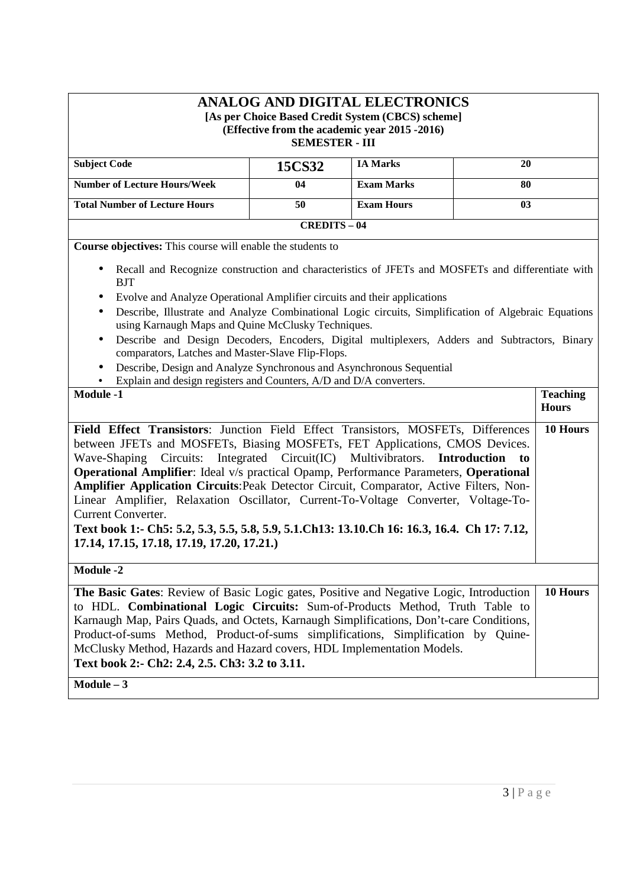# ANALOG AND DIGITAL ELECTRONICS

**[As per Choice Based Credit System (CBCS) scheme]**
**(Effective from the academic year 2015 -2016)**
**SEMESTER - III**

| Subject Code | 15CS32 | IA Marks | 20 |
|---|---|---|---|
| Number of Lecture Hours/Week | 04 | Exam Marks | 80 |
| Total Number of Lecture Hours | 50 | Exam Hours | 03 |

**CREDITS – 04**

**Course objectives:** This course will enable the students to

- Recall and Recognize construction and characteristics of JFETs and MOSFETs and differentiate with BJT
- Evolve and Analyze Operational Amplifier circuits and their applications
- Describe, Illustrate and Analyze Combinational Logic circuits, Simplification of Algebraic Equations using Karnaugh Maps and Quine McClusky Techniques.
- Describe and Design Decoders, Encoders, Digital multiplexers, Adders and Subtractors, Binary comparators, Latches and Master-Slave Flip-Flops.
- Describe, Design and Analyze Synchronous and Asynchronous Sequential
- Explain and design registers and Counters, A/D and D/A converters.

| Module -1 | Teaching Hours |
|---|---|
| **Field Effect Transistors**: Junction Field Effect Transistors, MOSFETs, Differences between JFETs and MOSFETs, Biasing MOSFETs, FET Applications, CMOS Devices. Wave-Shaping Circuits: Integrated Circuit(IC) Multivibrators. **Introduction to Operational Amplifier**: Ideal v/s practical Opamp, Performance Parameters, **Operational Amplifier Application Circuits**:Peak Detector Circuit, Comparator, Active Filters, Non-Linear Amplifier, Relaxation Oscillator, Current-To-Voltage Converter, Voltage-To-Current Converter. **Text book 1:- Ch5: 5.2, 5.3, 5.5, 5.8, 5.9, 5.1.Ch13: 13.10.Ch 16: 16.3, 16.4. Ch 17: 7.12, 17.14, 17.15, 17.18, 17.19, 17.20, 17.21.)** | 10 Hours |
| **Module -2** | |
| **The Basic Gates**: Review of Basic Logic gates, Positive and Negative Logic, Introduction to HDL. **Combinational Logic Circuits:** Sum-of-Products Method, Truth Table to Karnaugh Map, Pairs Quads, and Octets, Karnaugh Simplifications, Don't-care Conditions, Product-of-sums Method, Product-of-sums simplifications, Simplification by Quine-McClusky Method, Hazards and Hazard covers, HDL Implementation Models. **Text book 2:- Ch2: 2.4, 2.5. Ch3: 3.2 to 3.11.** | 10 Hours |
| **Module – 3** | |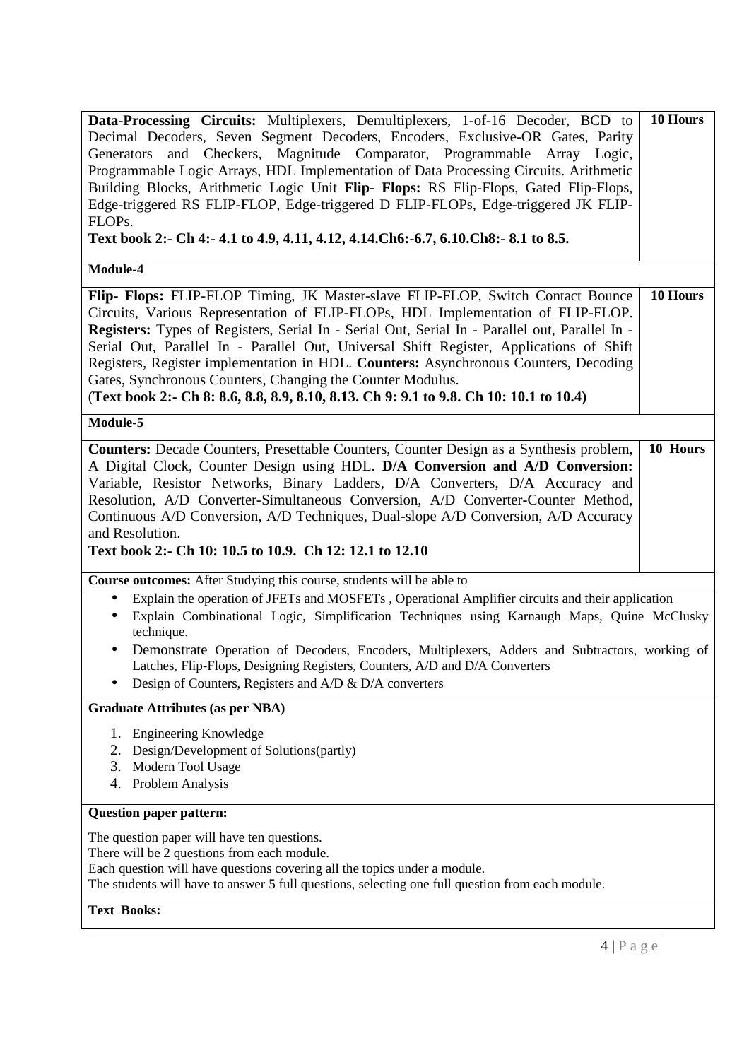| | |
|---|---|
| **Data-Processing Circuits:** Multiplexers, Demultiplexers, 1-of-16 Decoder, BCD to Decimal Decoders, Seven Segment Decoders, Encoders, Exclusive-OR Gates, Parity Generators and Checkers, Magnitude Comparator, Programmable Array Logic, Programmable Logic Arrays, HDL Implementation of Data Processing Circuits. Arithmetic Building Blocks, Arithmetic Logic Unit **Flip- Flops:** RS Flip-Flops, Gated Flip-Flops, Edge-triggered RS FLIP-FLOP, Edge-triggered D FLIP-FLOPs, Edge-triggered JK FLIP-FLOPs.<br>**Text book 2:- Ch 4:- 4.1 to 4.9, 4.11, 4.12, 4.14.Ch6:-6.7, 6.10.Ch8:- 8.1 to 8.5.** | **10 Hours** |
| **Module-4** | |
| **Flip- Flops:** FLIP-FLOP Timing, JK Master-slave FLIP-FLOP, Switch Contact Bounce Circuits, Various Representation of FLIP-FLOPs, HDL Implementation of FLIP-FLOP. **Registers:** Types of Registers, Serial In - Serial Out, Serial In - Parallel out, Parallel In - Serial Out, Parallel In - Parallel Out, Universal Shift Register, Applications of Shift Registers, Register implementation in HDL. **Counters:** Asynchronous Counters, Decoding Gates, Synchronous Counters, Changing the Counter Modulus.<br>(**Text book 2:- Ch 8: 8.6, 8.8, 8.9, 8.10, 8.13. Ch 9: 9.1 to 9.8. Ch 10: 10.1 to 10.4)** | **10 Hours** |
| **Module-5** | |
| **Counters:** Decade Counters, Presettable Counters, Counter Design as a Synthesis problem, A Digital Clock, Counter Design using HDL. **D/A Conversion and A/D Conversion:** Variable, Resistor Networks, Binary Ladders, D/A Converters, D/A Accuracy and Resolution, A/D Converter-Simultaneous Conversion, A/D Converter-Counter Method, Continuous A/D Conversion, A/D Techniques, Dual-slope A/D Conversion, A/D Accuracy and Resolution.<br>**Text book 2:- Ch 10: 10.5 to 10.9. Ch 12: 12.1 to 12.10** | **10 Hours** |

**Course outcomes:** After Studying this course, students will be able to

- Explain the operation of JFETs and MOSFETs , Operational Amplifier circuits and their application
- Explain Combinational Logic, Simplification Techniques using Karnaugh Maps, Quine McClusky technique.
- Demonstrate Operation of Decoders, Encoders, Multiplexers, Adders and Subtractors, working of Latches, Flip-Flops, Designing Registers, Counters, A/D and D/A Converters
- Design of Counters, Registers and A/D & D/A converters

**Graduate Attributes (as per NBA)**

1. Engineering Knowledge
2. Design/Development of Solutions(partly)
3. Modern Tool Usage
4. Problem Analysis

**Question paper pattern:**

The question paper will have ten questions.
There will be 2 questions from each module.
Each question will have questions covering all the topics under a module.
The students will have to answer 5 full questions, selecting one full question from each module.

**Text Books:**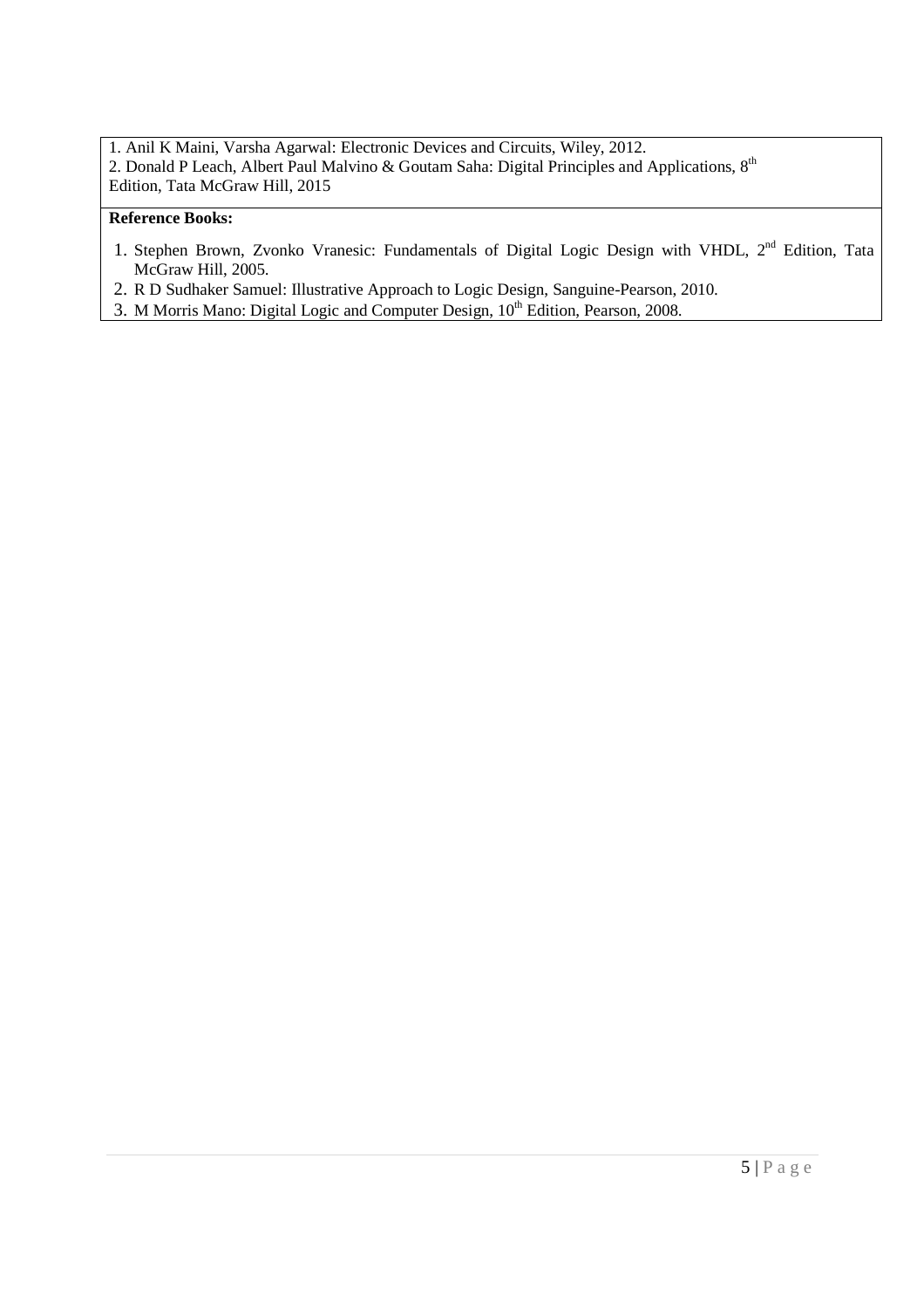1. Anil K Maini, Varsha Agarwal: Electronic Devices and Circuits, Wiley, 2012.
2. Donald P Leach, Albert Paul Malvino & Goutam Saha: Digital Principles and Applications, 8th Edition, Tata McGraw Hill, 2015

**Reference Books:**

1. Stephen Brown, Zvonko Vranesic: Fundamentals of Digital Logic Design with VHDL, 2nd Edition, Tata McGraw Hill, 2005.
2. R D Sudhaker Samuel: Illustrative Approach to Logic Design, Sanguine-Pearson, 2010.
3. M Morris Mano: Digital Logic and Computer Design, 10th Edition, Pearson, 2008.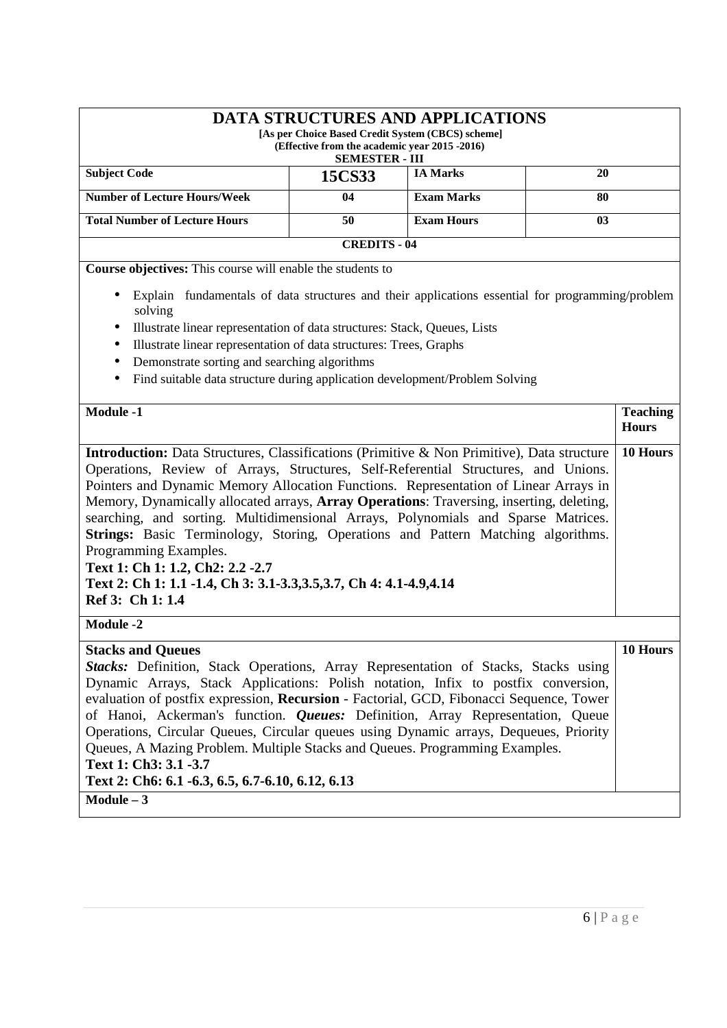# DATA STRUCTURES AND APPLICATIONS

**[As per Choice Based Credit System (CBCS) scheme]**
**(Effective from the academic year 2015 -2016)**
**SEMESTER - III**

| Subject Code | 15CS33 | IA Marks | 20 |
|---|---|---|---|
| Number of Lecture Hours/Week | 04 | Exam Marks | 80 |
| Total Number of Lecture Hours | 50 | Exam Hours | 03 |

**CREDITS - 04**

**Course objectives:** This course will enable the students to

- Explain fundamentals of data structures and their applications essential for programming/problem solving
- Illustrate linear representation of data structures: Stack, Queues, Lists
- Illustrate linear representation of data structures: Trees, Graphs
- Demonstrate sorting and searching algorithms
- Find suitable data structure during application development/Problem Solving

| Module -1 | Teaching Hours |
|---|---|
| **Introduction:** Data Structures, Classifications (Primitive & Non Primitive), Data structure Operations, Review of Arrays, Structures, Self-Referential Structures, and Unions. Pointers and Dynamic Memory Allocation Functions. Representation of Linear Arrays in Memory, Dynamically allocated arrays, **Array Operations**: Traversing, inserting, deleting, searching, and sorting. Multidimensional Arrays, Polynomials and Sparse Matrices. **Strings:** Basic Terminology, Storing, Operations and Pattern Matching algorithms. Programming Examples.<br>**Text 1: Ch 1: 1.2, Ch2: 2.2 -2.7**<br>**Text 2: Ch 1: 1.1 -1.4, Ch 3: 3.1-3.3,3.5,3.7, Ch 4: 4.1-4.9,4.14**<br>**Ref 3: Ch 1: 1.4** | 10 Hours |
| **Module -2** | |
| **Stacks and Queues**<br>***Stacks:*** Definition, Stack Operations, Array Representation of Stacks, Stacks using Dynamic Arrays, Stack Applications: Polish notation, Infix to postfix conversion, evaluation of postfix expression, **Recursion** - Factorial, GCD, Fibonacci Sequence, Tower of Hanoi, Ackerman's function. ***Queues:*** Definition, Array Representation, Queue Operations, Circular Queues, Circular queues using Dynamic arrays, Dequeues, Priority Queues, A Mazing Problem. Multiple Stacks and Queues. Programming Examples.<br>**Text 1: Ch3: 3.1 -3.7**<br>**Text 2: Ch6: 6.1 -6.3, 6.5, 6.7-6.10, 6.12, 6.13** | 10 Hours |
| **Module – 3** | |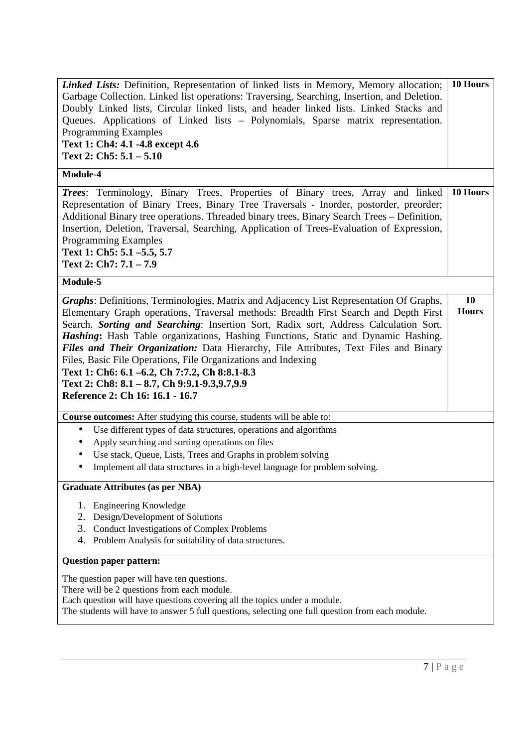| | |
|---|---|
| ***Linked Lists:*** Definition, Representation of linked lists in Memory, Memory allocation; Garbage Collection. Linked list operations: Traversing, Searching, Insertion, and Deletion. Doubly Linked lists, Circular linked lists, and header linked lists. Linked Stacks and Queues. Applications of Linked lists – Polynomials, Sparse matrix representation. Programming Examples<br>**Text 1: Ch4: 4.1 -4.8 except 4.6**<br>**Text 2: Ch5: 5.1 – 5.10** | **10 Hours** |
| **Module-4** | |
| ***Trees***: Terminology, Binary Trees, Properties of Binary trees, Array and linked Representation of Binary Trees, Binary Tree Traversals - Inorder, postorder, preorder; Additional Binary tree operations. Threaded binary trees, Binary Search Trees – Definition, Insertion, Deletion, Traversal, Searching, Application of Trees-Evaluation of Expression, Programming Examples<br>**Text 1: Ch5: 5.1 –5.5, 5.7**<br>**Text 2: Ch7: 7.1 – 7.9** | **10 Hours** |
| **Module-5** | |
| ***Graphs***: Definitions, Terminologies, Matrix and Adjacency List Representation Of Graphs, Elementary Graph operations, Traversal methods: Breadth First Search and Depth First Search. ***Sorting and Searching***: Insertion Sort, Radix sort, Address Calculation Sort. ***Hashing*****:** Hash Table organizations, Hashing Functions, Static and Dynamic Hashing. ***Files and Their Organization:*** Data Hierarchy, File Attributes, Text Files and Binary Files, Basic File Operations, File Organizations and Indexing<br>**Text 1: Ch6: 6.1 –6.2, Ch 7:7.2, Ch 8:8.1-8.3**<br>**Text 2: Ch8: 8.1 – 8.7, Ch 9:9.1-9.3,9.7,9.9**<br>**Reference 2: Ch 16: 16.1 - 16.7** | **10 Hours** |

**Course outcomes:** After studying this course, students will be able to:

- Use different types of data structures, operations and algorithms
- Apply searching and sorting operations on files
- Use stack, Queue, Lists, Trees and Graphs in problem solving
- Implement all data structures in a high-level language for problem solving.

**Graduate Attributes (as per NBA)**

1. Engineering Knowledge
2. Design/Development of Solutions
3. Conduct Investigations of Complex Problems
4. Problem Analysis for suitability of data structures.

**Question paper pattern:**

The question paper will have ten questions.
There will be 2 questions from each module.
Each question will have questions covering all the topics under a module.
The students will have to answer 5 full questions, selecting one full question from each module.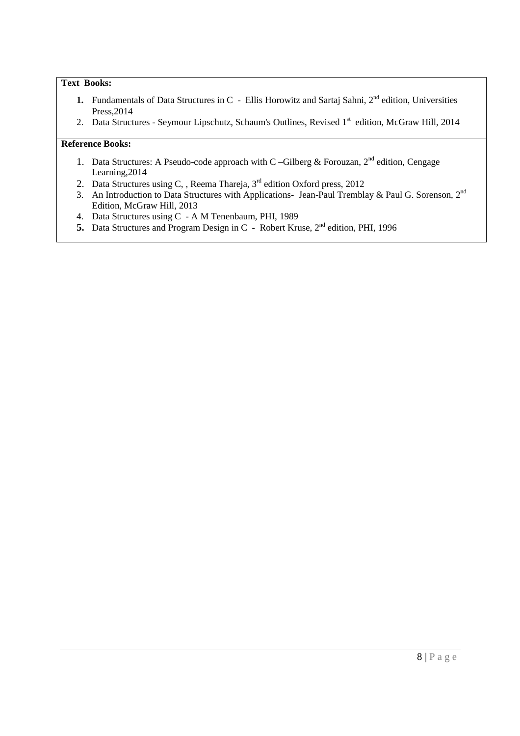**Text Books:**

1. Fundamentals of Data Structures in C - Ellis Horowitz and Sartaj Sahni, 2nd edition, Universities Press,2014
2. Data Structures - Seymour Lipschutz, Schaum's Outlines, Revised 1st edition, McGraw Hill, 2014

**Reference Books:**

1. Data Structures: A Pseudo-code approach with C –Gilberg & Forouzan, 2nd edition, Cengage Learning,2014
2. Data Structures using C, , Reema Thareja, 3rd edition Oxford press, 2012
3. An Introduction to Data Structures with Applications- Jean-Paul Tremblay & Paul G. Sorenson, 2nd Edition, McGraw Hill, 2013
4. Data Structures using C - A M Tenenbaum, PHI, 1989
5. Data Structures and Program Design in C - Robert Kruse, 2nd edition, PHI, 1996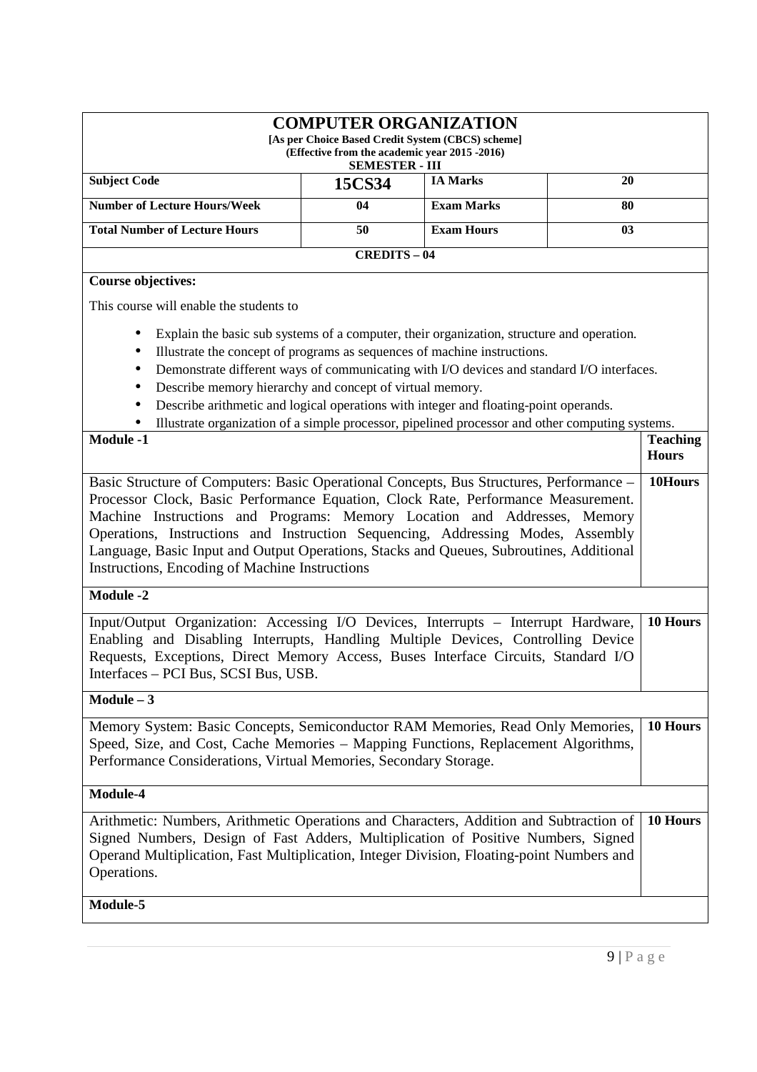# COMPUTER ORGANIZATION

**[As per Choice Based Credit System (CBCS) scheme]**
**(Effective from the academic year 2015 -2016)**
**SEMESTER - III**

| Subject Code | 15CS34 | IA Marks | 20 |
|---|---|---|---|
| Number of Lecture Hours/Week | 04 | Exam Marks | 80 |
| Total Number of Lecture Hours | 50 | Exam Hours | 03 |

**CREDITS – 04**

**Course objectives:**

This course will enable the students to

- Explain the basic sub systems of a computer, their organization, structure and operation.
- Illustrate the concept of programs as sequences of machine instructions.
- Demonstrate different ways of communicating with I/O devices and standard I/O interfaces.
- Describe memory hierarchy and concept of virtual memory.
- Describe arithmetic and logical operations with integer and floating-point operands.
- Illustrate organization of a simple processor, pipelined processor and other computing systems.

| Module | Teaching Hours |
|---|---|
| **Module -1** | |
| Basic Structure of Computers: Basic Operational Concepts, Bus Structures, Performance – Processor Clock, Basic Performance Equation, Clock Rate, Performance Measurement. Machine Instructions and Programs: Memory Location and Addresses, Memory Operations, Instructions and Instruction Sequencing, Addressing Modes, Assembly Language, Basic Input and Output Operations, Stacks and Queues, Subroutines, Additional Instructions, Encoding of Machine Instructions | 10Hours |
| **Module -2** | |
| Input/Output Organization: Accessing I/O Devices, Interrupts – Interrupt Hardware, Enabling and Disabling Interrupts, Handling Multiple Devices, Controlling Device Requests, Exceptions, Direct Memory Access, Buses Interface Circuits, Standard I/O Interfaces – PCI Bus, SCSI Bus, USB. | 10 Hours |
| **Module – 3** | |
| Memory System: Basic Concepts, Semiconductor RAM Memories, Read Only Memories, Speed, Size, and Cost, Cache Memories – Mapping Functions, Replacement Algorithms, Performance Considerations, Virtual Memories, Secondary Storage. | 10 Hours |
| **Module-4** | |
| Arithmetic: Numbers, Arithmetic Operations and Characters, Addition and Subtraction of Signed Numbers, Design of Fast Adders, Multiplication of Positive Numbers, Signed Operand Multiplication, Fast Multiplication, Integer Division, Floating-point Numbers and Operations. | 10 Hours |
| **Module-5** | |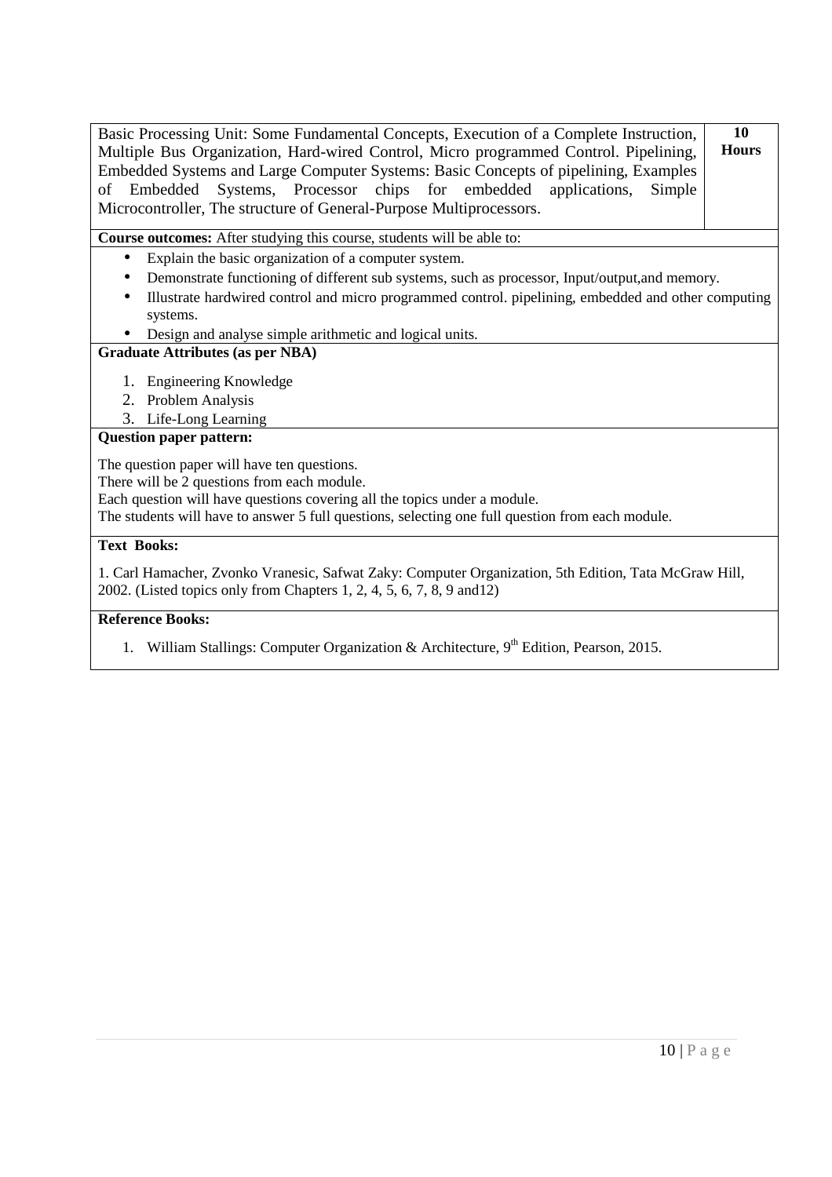| Basic Processing Unit: Some Fundamental Concepts, Execution of a Complete Instruction, Multiple Bus Organization, Hard-wired Control, Micro programmed Control. Pipelining, Embedded Systems and Large Computer Systems: Basic Concepts of pipelining, Examples of Embedded Systems, Processor chips for embedded applications, Simple Microcontroller, The structure of General-Purpose Multiprocessors. | **10 Hours** |
|---|---|

**Course outcomes:** After studying this course, students will be able to:

- Explain the basic organization of a computer system.
- Demonstrate functioning of different sub systems, such as processor, Input/output,and memory.
- Illustrate hardwired control and micro programmed control. pipelining, embedded and other computing systems.
- Design and analyse simple arithmetic and logical units.

**Graduate Attributes (as per NBA)**

1. Engineering Knowledge
2. Problem Analysis
3. Life-Long Learning

**Question paper pattern:**

The question paper will have ten questions.
There will be 2 questions from each module.
Each question will have questions covering all the topics under a module.
The students will have to answer 5 full questions, selecting one full question from each module.

**Text Books:**

1. Carl Hamacher, Zvonko Vranesic, Safwat Zaky: Computer Organization, 5th Edition, Tata McGraw Hill, 2002. (Listed topics only from Chapters 1, 2, 4, 5, 6, 7, 8, 9 and12)

**Reference Books:**

1. William Stallings: Computer Organization & Architecture, 9th Edition, Pearson, 2015.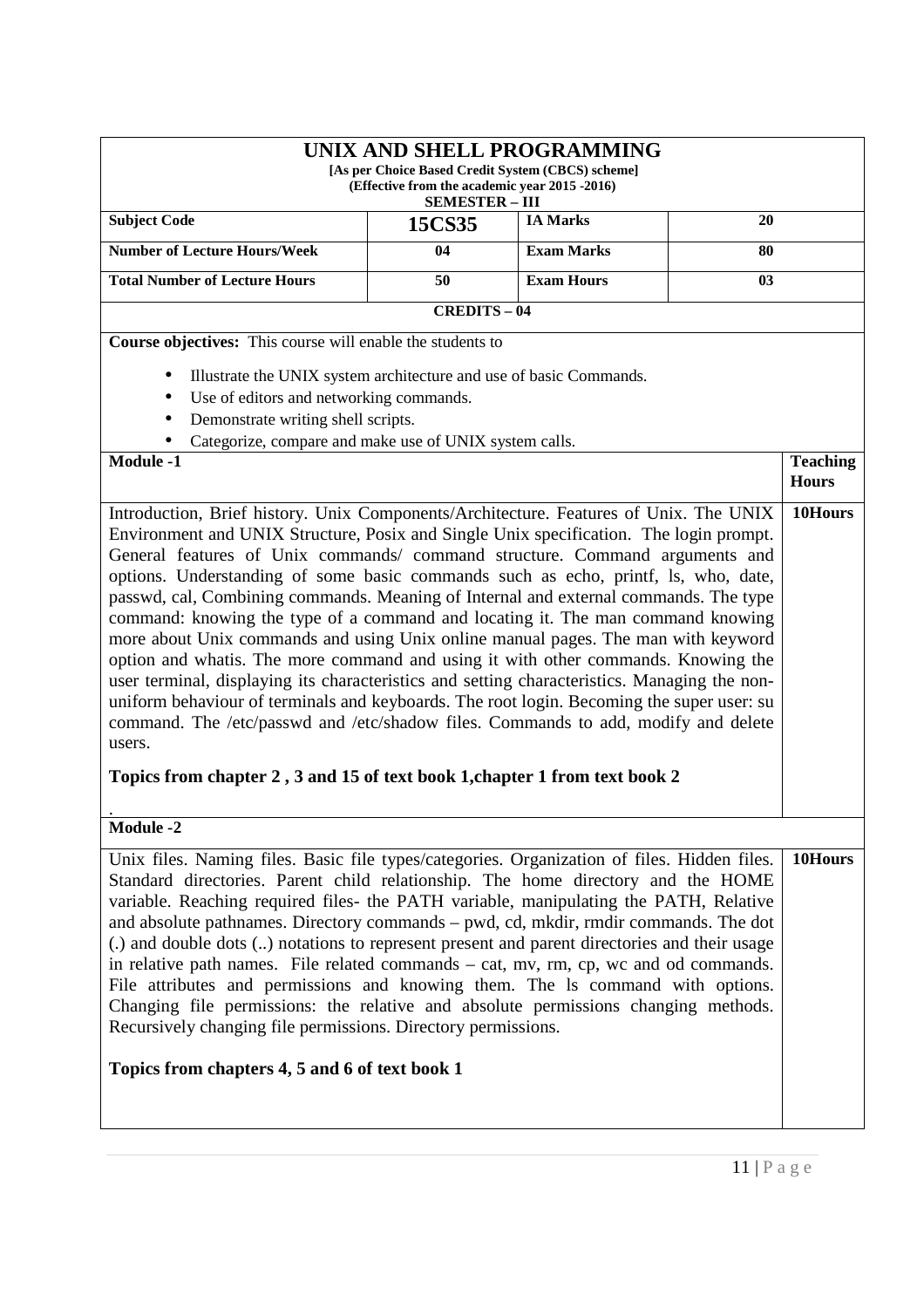# UNIX AND SHELL PROGRAMMING

**[As per Choice Based Credit System (CBCS) scheme]**
**(Effective from the academic year 2015 -2016)**
**SEMESTER – III**

| | | | |
|---|---|---|---|
| **Subject Code** | **15CS35** | **IA Marks** | **20** |
| **Number of Lecture Hours/Week** | **04** | **Exam Marks** | **80** |
| **Total Number of Lecture Hours** | **50** | **Exam Hours** | **03** |

**CREDITS – 04**

**Course objectives:** This course will enable the students to

- Illustrate the UNIX system architecture and use of basic Commands.
- Use of editors and networking commands.
- Demonstrate writing shell scripts.
- Categorize, compare and make use of UNIX system calls.

| **Module -1** | **Teaching Hours** |
|---|---|
| Introduction, Brief history. Unix Components/Architecture. Features of Unix. The UNIX Environment and UNIX Structure, Posix and Single Unix specification. The login prompt. General features of Unix commands/ command structure. Command arguments and options. Understanding of some basic commands such as echo, printf, ls, who, date, passwd, cal, Combining commands. Meaning of Internal and external commands. The type command: knowing the type of a command and locating it. The man command knowing more about Unix commands and using Unix online manual pages. The man with keyword option and whatis. The more command and using it with other commands. Knowing the user terminal, displaying its characteristics and setting characteristics. Managing the non-uniform behaviour of terminals and keyboards. The root login. Becoming the super user: su command. The /etc/passwd and /etc/shadow files. Commands to add, modify and delete users. **Topics from chapter 2 , 3 and 15 of text book 1,chapter 1 from text book 2** | 10Hours |
| **Module -2** | |
| Unix files. Naming files. Basic file types/categories. Organization of files. Hidden files. Standard directories. Parent child relationship. The home directory and the HOME variable. Reaching required files- the PATH variable, manipulating the PATH, Relative and absolute pathnames. Directory commands – pwd, cd, mkdir, rmdir commands. The dot (.) and double dots (..) notations to represent present and parent directories and their usage in relative path names. File related commands – cat, mv, rm, cp, wc and od commands. File attributes and permissions and knowing them. The ls command with options. Changing file permissions: the relative and absolute permissions changing methods. Recursively changing file permissions. Directory permissions. **Topics from chapters 4, 5 and 6 of text book 1** | 10Hours |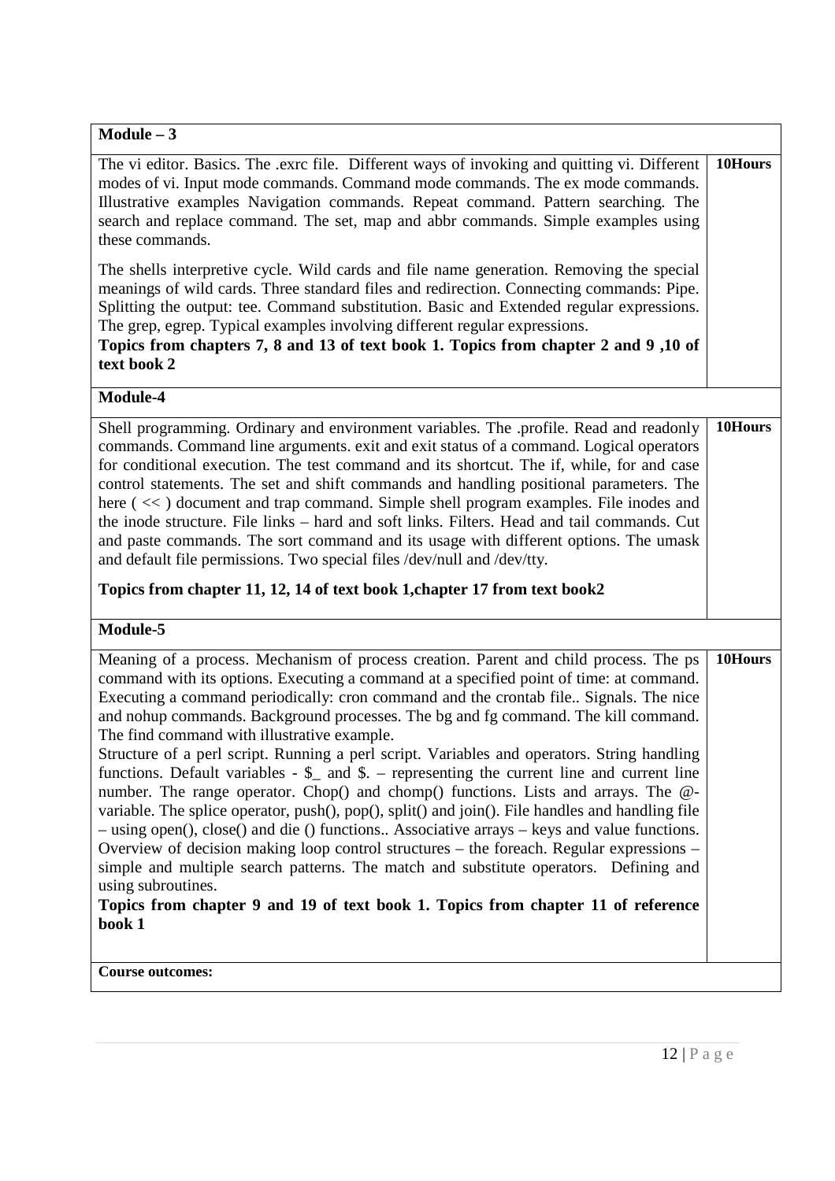| Module – 3 | |
|---|---|
| The vi editor. Basics. The .exrc file. Different ways of invoking and quitting vi. Different modes of vi. Input mode commands. Command mode commands. The ex mode commands. Illustrative examples Navigation commands. Repeat command. Pattern searching. The search and replace command. The set, map and abbr commands. Simple examples using these commands.<br><br>The shells interpretive cycle. Wild cards and file name generation. Removing the special meanings of wild cards. Three standard files and redirection. Connecting commands: Pipe. Splitting the output: tee. Command substitution. Basic and Extended regular expressions. The grep, egrep. Typical examples involving different regular expressions.<br>**Topics from chapters 7, 8 and 13 of text book 1. Topics from chapter 2 and 9 ,10 of text book 2** | **10Hours** |
| **Module-4** | |
| Shell programming. Ordinary and environment variables. The .profile. Read and readonly commands. Command line arguments. exit and exit status of a command. Logical operators for conditional execution. The test command and its shortcut. The if, while, for and case control statements. The set and shift commands and handling positional parameters. The here ( << ) document and trap command. Simple shell program examples. File inodes and the inode structure. File links – hard and soft links. Filters. Head and tail commands. Cut and paste commands. The sort command and its usage with different options. The umask and default file permissions. Two special files /dev/null and /dev/tty.<br><br>**Topics from chapter 11, 12, 14 of text book 1,chapter 17 from text book2** | **10Hours** |
| **Module-5** | |
| Meaning of a process. Mechanism of process creation. Parent and child process. The ps command with its options. Executing a command at a specified point of time: at command. Executing a command periodically: cron command and the crontab file.. Signals. The nice and nohup commands. Background processes. The bg and fg command. The kill command. The find command with illustrative example.<br>Structure of a perl script. Running a perl script. Variables and operators. String handling functions. Default variables - $_ and $. – representing the current line and current line number. The range operator. Chop() and chomp() functions. Lists and arrays. The @- variable. The splice operator, push(), pop(), split() and join(). File handles and handling file – using open(), close() and die () functions.. Associative arrays – keys and value functions. Overview of decision making loop control structures – the foreach. Regular expressions – simple and multiple search patterns. The match and substitute operators. Defining and using subroutines.<br>**Topics from chapter 9 and 19 of text book 1. Topics from chapter 11 of reference book 1** | **10Hours** |
| **Course outcomes:** | |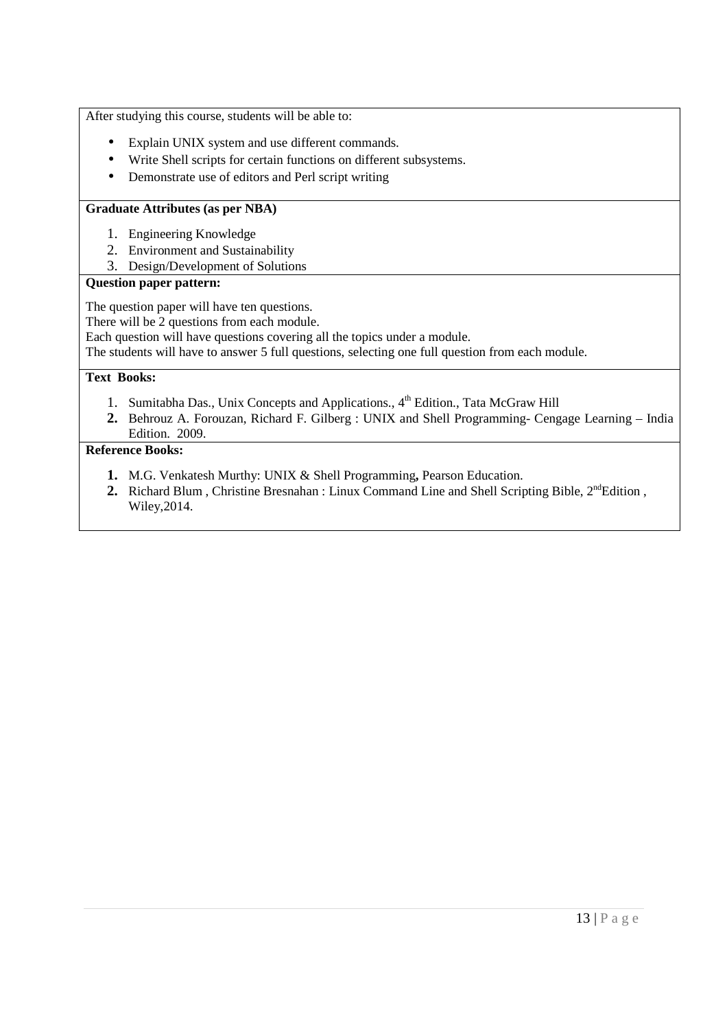After studying this course, students will be able to:

- Explain UNIX system and use different commands.
- Write Shell scripts for certain functions on different subsystems.
- Demonstrate use of editors and Perl script writing

**Graduate Attributes (as per NBA)**

1. Engineering Knowledge
2. Environment and Sustainability
3. Design/Development of Solutions

**Question paper pattern:**

The question paper will have ten questions.
There will be 2 questions from each module.
Each question will have questions covering all the topics under a module.
The students will have to answer 5 full questions, selecting one full question from each module.

**Text Books:**

1. Sumitabha Das., Unix Concepts and Applications., 4th Edition., Tata McGraw Hill
2. Behrouz A. Forouzan, Richard F. Gilberg : UNIX and Shell Programming- Cengage Learning – India Edition. 2009.

**Reference Books:**

1. M.G. Venkatesh Murthy: UNIX & Shell Programming**,** Pearson Education.
2. Richard Blum , Christine Bresnahan : Linux Command Line and Shell Scripting Bible, 2nd Edition , Wiley,2014.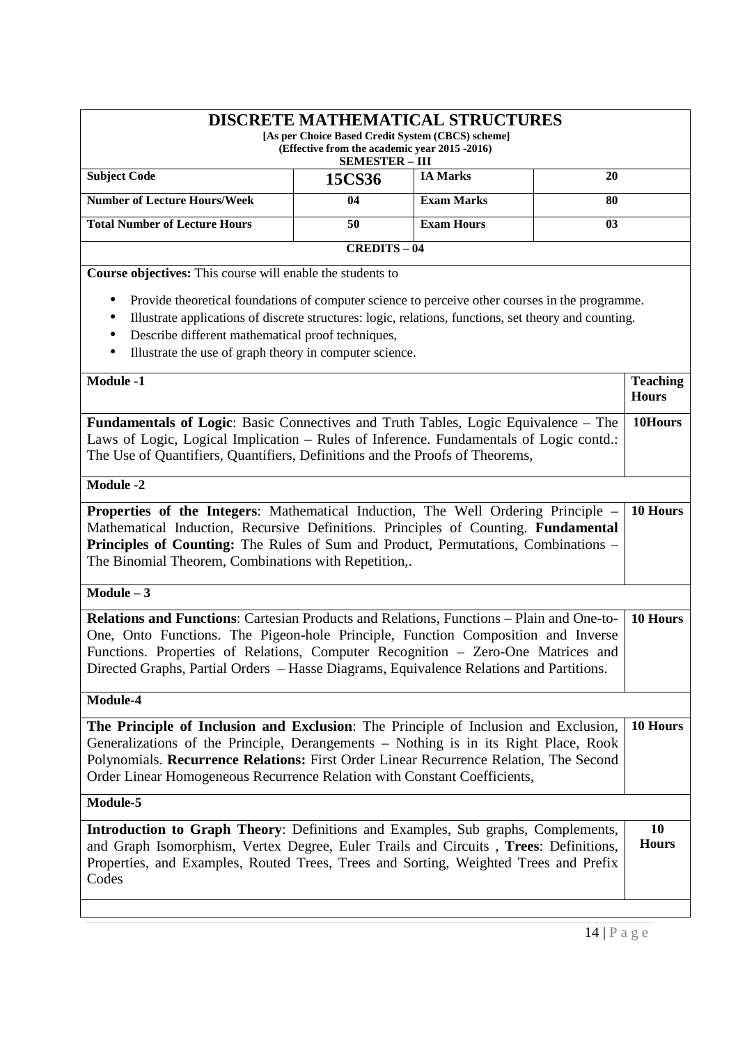# DISCRETE MATHEMATICAL STRUCTURES

**[As per Choice Based Credit System (CBCS) scheme]**
**(Effective from the academic year 2015 -2016)**
**SEMESTER – III**

| Subject Code | 15CS36 | IA Marks | 20 |
|---|---|---|---|
| Number of Lecture Hours/Week | 04 | Exam Marks | 80 |
| Total Number of Lecture Hours | 50 | Exam Hours | 03 |

**CREDITS – 04**

**Course objectives:** This course will enable the students to

- Provide theoretical foundations of computer science to perceive other courses in the programme.
- Illustrate applications of discrete structures: logic, relations, functions, set theory and counting.
- Describe different mathematical proof techniques,
- Illustrate the use of graph theory in computer science.

| Module -1 | Teaching Hours |
|---|---|
| **Fundamentals of Logic**: Basic Connectives and Truth Tables, Logic Equivalence – The Laws of Logic, Logical Implication – Rules of Inference. Fundamentals of Logic contd.: The Use of Quantifiers, Quantifiers, Definitions and the Proofs of Theorems, | 10Hours |
| **Module -2** | |
| **Properties of the Integers**: Mathematical Induction, The Well Ordering Principle – Mathematical Induction, Recursive Definitions. Principles of Counting. **Fundamental Principles of Counting:** The Rules of Sum and Product, Permutations, Combinations – The Binomial Theorem, Combinations with Repetition,. | 10 Hours |
| **Module – 3** | |
| **Relations and Functions**: Cartesian Products and Relations, Functions – Plain and One-to-One, Onto Functions. The Pigeon-hole Principle, Function Composition and Inverse Functions. Properties of Relations, Computer Recognition – Zero-One Matrices and Directed Graphs, Partial Orders – Hasse Diagrams, Equivalence Relations and Partitions. | 10 Hours |
| **Module-4** | |
| **The Principle of Inclusion and Exclusion**: The Principle of Inclusion and Exclusion, Generalizations of the Principle, Derangements – Nothing is in its Right Place, Rook Polynomials. **Recurrence Relations:** First Order Linear Recurrence Relation, The Second Order Linear Homogeneous Recurrence Relation with Constant Coefficients, | 10 Hours |
| **Module-5** | |
| **Introduction to Graph Theory**: Definitions and Examples, Sub graphs, Complements, and Graph Isomorphism, Vertex Degree, Euler Trails and Circuits , **Trees**: Definitions, Properties, and Examples, Routed Trees, Trees and Sorting, Weighted Trees and Prefix Codes | 10 Hours |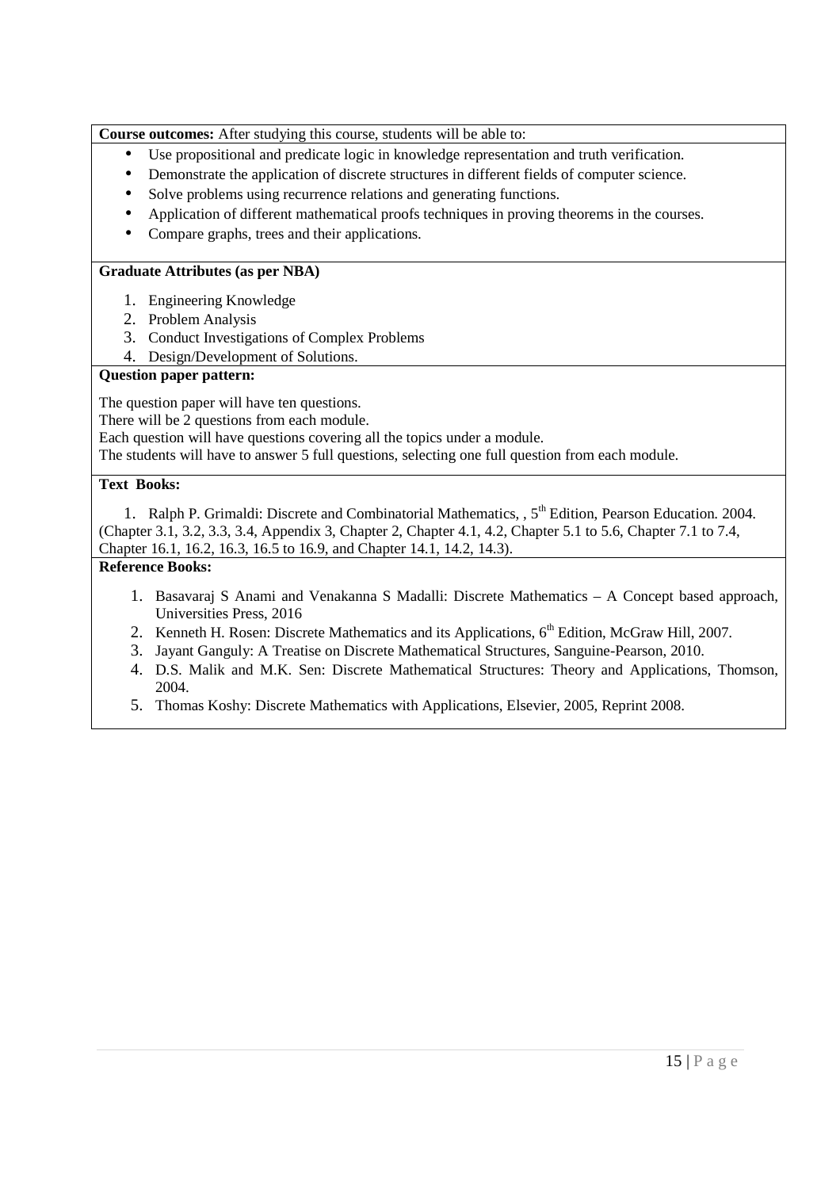**Course outcomes:** After studying this course, students will be able to:

- Use propositional and predicate logic in knowledge representation and truth verification.
- Demonstrate the application of discrete structures in different fields of computer science.
- Solve problems using recurrence relations and generating functions.
- Application of different mathematical proofs techniques in proving theorems in the courses.
- Compare graphs, trees and their applications.

**Graduate Attributes (as per NBA)**

1. Engineering Knowledge
2. Problem Analysis
3. Conduct Investigations of Complex Problems
4. Design/Development of Solutions.

**Question paper pattern:**

The question paper will have ten questions.
There will be 2 questions from each module.
Each question will have questions covering all the topics under a module.
The students will have to answer 5 full questions, selecting one full question from each module.

**Text Books:**

1. Ralph P. Grimaldi: Discrete and Combinatorial Mathematics, , 5th Edition, Pearson Education. 2004. (Chapter 3.1, 3.2, 3.3, 3.4, Appendix 3, Chapter 2, Chapter 4.1, 4.2, Chapter 5.1 to 5.6, Chapter 7.1 to 7.4, Chapter 16.1, 16.2, 16.3, 16.5 to 16.9, and Chapter 14.1, 14.2, 14.3).

**Reference Books:**

1. Basavaraj S Anami and Venakanna S Madalli: Discrete Mathematics – A Concept based approach, Universities Press, 2016
2. Kenneth H. Rosen: Discrete Mathematics and its Applications, 6th Edition, McGraw Hill, 2007.
3. Jayant Ganguly: A Treatise on Discrete Mathematical Structures, Sanguine-Pearson, 2010.
4. D.S. Malik and M.K. Sen: Discrete Mathematical Structures: Theory and Applications, Thomson, 2004.
5. Thomas Koshy: Discrete Mathematics with Applications, Elsevier, 2005, Reprint 2008.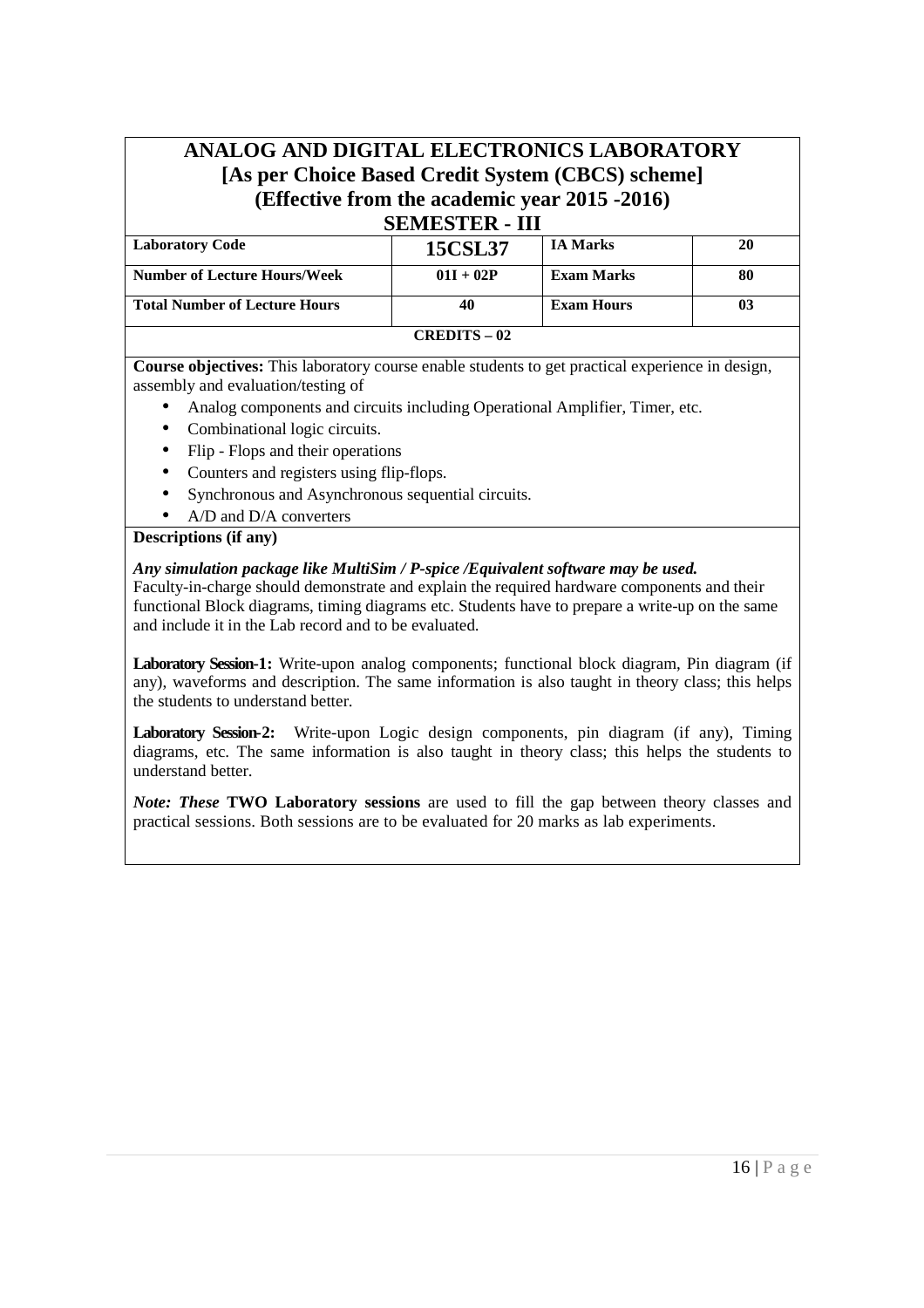# ANALOG AND DIGITAL ELECTRONICS LABORATORY
## [As per Choice Based Credit System (CBCS) scheme]
## (Effective from the academic year 2015 -2016)
## SEMESTER - III

| | | | |
|---|---|---|---|
| **Laboratory Code** | **15CSL37** | **IA Marks** | **20** |
| **Number of Lecture Hours/Week** | **01I + 02P** | **Exam Marks** | **80** |
| **Total Number of Lecture Hours** | **40** | **Exam Hours** | **03** |
| **CREDITS – 02** | | | |

**Course objectives:** This laboratory course enable students to get practical experience in design, assembly and evaluation/testing of

- Analog components and circuits including Operational Amplifier, Timer, etc.
- Combinational logic circuits.
- Flip - Flops and their operations
- Counters and registers using flip-flops.
- Synchronous and Asynchronous sequential circuits.
- A/D and D/A converters

**Descriptions (if any)**

***Any simulation package like MultiSim / P-spice /Equivalent software may be used.***
Faculty-in-charge should demonstrate and explain the required hardware components and their functional Block diagrams, timing diagrams etc. Students have to prepare a write-up on the same and include it in the Lab record and to be evaluated.

**Laboratory Session-1:** Write-upon analog components; functional block diagram, Pin diagram (if any), waveforms and description. The same information is also taught in theory class; this helps the students to understand better.

**Laboratory Session-2:** Write-upon Logic design components, pin diagram (if any), Timing diagrams, etc. The same information is also taught in theory class; this helps the students to understand better.

***Note: These*** **TWO Laboratory sessions** are used to fill the gap between theory classes and practical sessions. Both sessions are to be evaluated for 20 marks as lab experiments.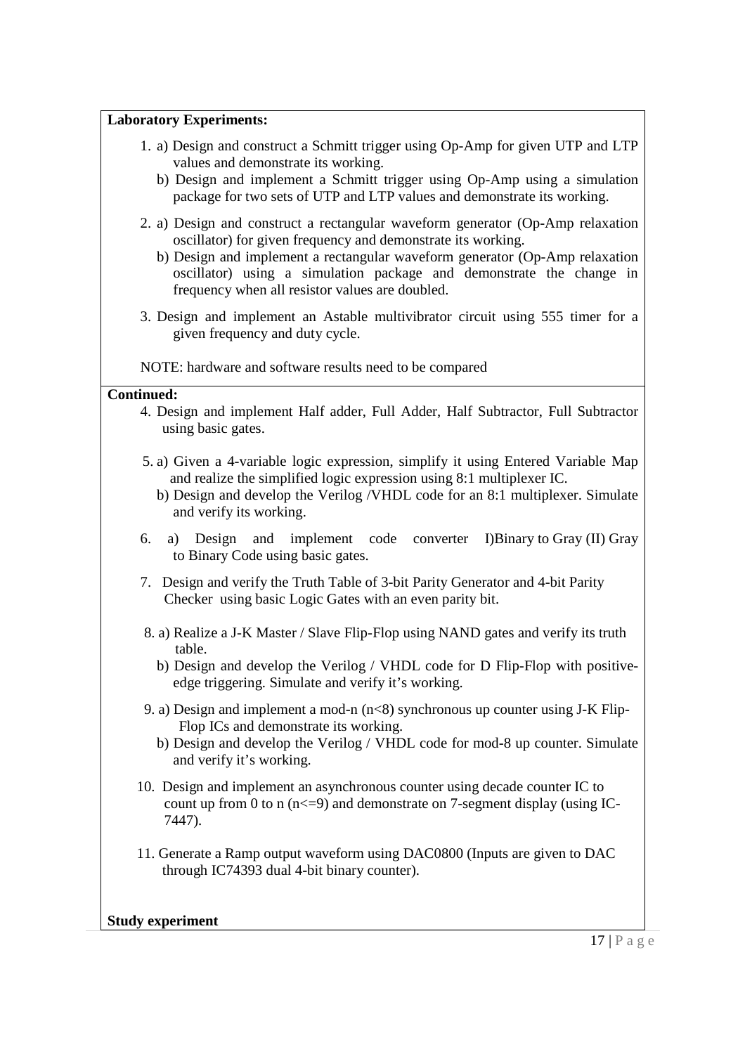**Laboratory Experiments:**

1. a) Design and construct a Schmitt trigger using Op-Amp for given UTP and LTP values and demonstrate its working.
   b) Design and implement a Schmitt trigger using Op-Amp using a simulation package for two sets of UTP and LTP values and demonstrate its working.

2. a) Design and construct a rectangular waveform generator (Op-Amp relaxation oscillator) for given frequency and demonstrate its working.
   b) Design and implement a rectangular waveform generator (Op-Amp relaxation oscillator) using a simulation package and demonstrate the change in frequency when all resistor values are doubled.

3. Design and implement an Astable multivibrator circuit using 555 timer for a given frequency and duty cycle.

NOTE: hardware and software results need to be compared

**Continued:**

4. Design and implement Half adder, Full Adder, Half Subtractor, Full Subtractor using basic gates.

5. a) Given a 4-variable logic expression, simplify it using Entered Variable Map and realize the simplified logic expression using 8:1 multiplexer IC.
   b) Design and develop the Verilog /VHDL code for an 8:1 multiplexer. Simulate and verify its working.

6. a) Design and implement code converter I)Binary to Gray (II) Gray to Binary Code using basic gates.

7. Design and verify the Truth Table of 3-bit Parity Generator and 4-bit Parity Checker using basic Logic Gates with an even parity bit.

8. a) Realize a J-K Master / Slave Flip-Flop using NAND gates and verify its truth table.
   b) Design and develop the Verilog / VHDL code for D Flip-Flop with positive-edge triggering. Simulate and verify it's working.

9. a) Design and implement a mod-n (n<8) synchronous up counter using J-K Flip-Flop ICs and demonstrate its working.
   b) Design and develop the Verilog / VHDL code for mod-8 up counter. Simulate and verify it's working.

10. Design and implement an asynchronous counter using decade counter IC to count up from 0 to n (n<=9) and demonstrate on 7-segment display (using IC-7447).

11. Generate a Ramp output waveform using DAC0800 (Inputs are given to DAC through IC74393 dual 4-bit binary counter).

**Study experiment**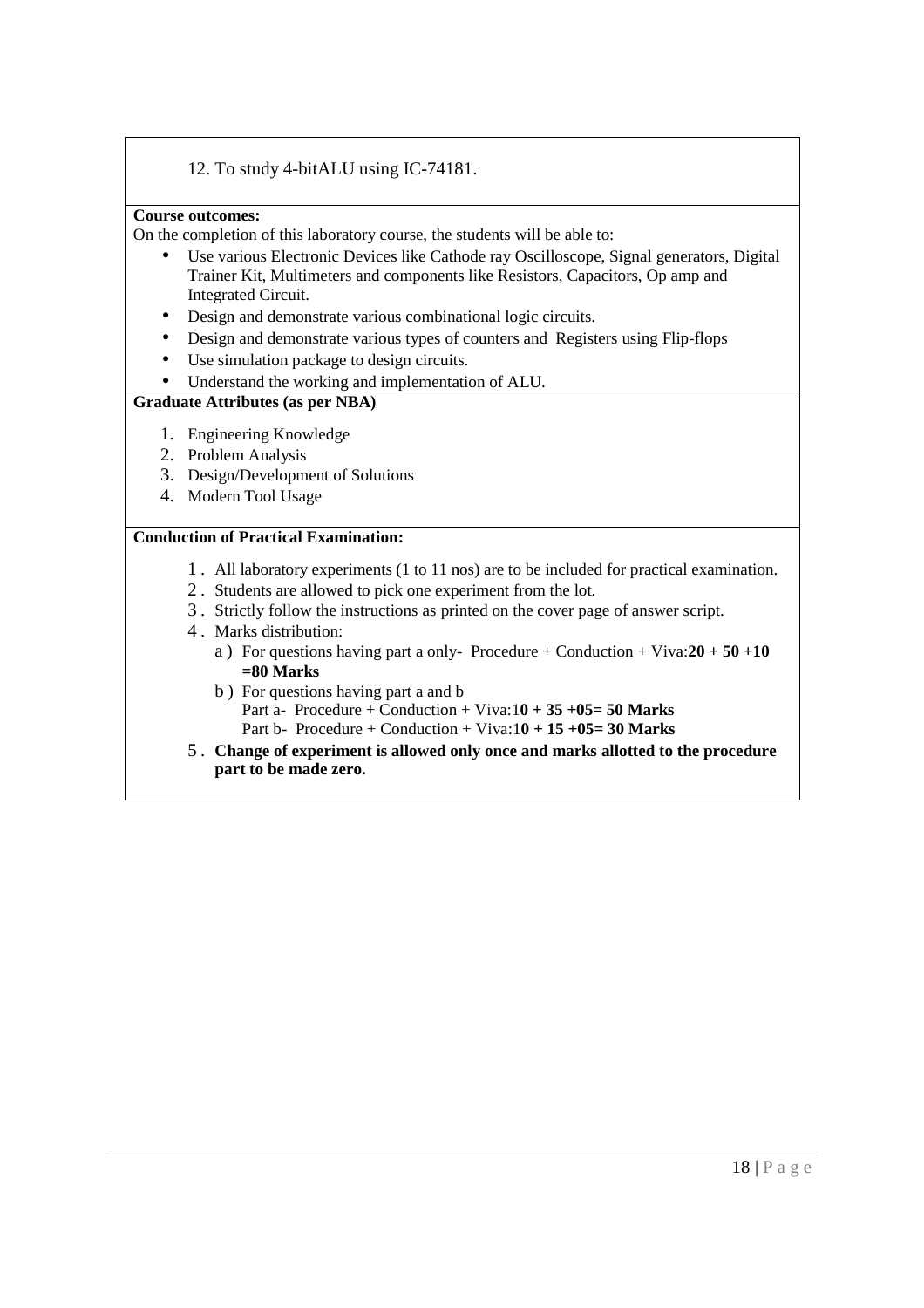12. To study 4-bitALU using IC-74181.

**Course outcomes:**

On the completion of this laboratory course, the students will be able to:

- Use various Electronic Devices like Cathode ray Oscilloscope, Signal generators, Digital Trainer Kit, Multimeters and components like Resistors, Capacitors, Op amp and Integrated Circuit.
- Design and demonstrate various combinational logic circuits.
- Design and demonstrate various types of counters and Registers using Flip-flops
- Use simulation package to design circuits.
- Understand the working and implementation of ALU.

**Graduate Attributes (as per NBA)**

1. Engineering Knowledge
2. Problem Analysis
3. Design/Development of Solutions
4. Modern Tool Usage

**Conduction of Practical Examination:**

1. All laboratory experiments (1 to 11 nos) are to be included for practical examination.
2. Students are allowed to pick one experiment from the lot.
3. Strictly follow the instructions as printed on the cover page of answer script.
4. Marks distribution:
   a ) For questions having part a only- Procedure + Conduction + Viva:**20 + 50 +10 =80 Marks**
   b ) For questions having part a and b
   Part a- Procedure + Conduction + Viva:1**0 + 35 +05= 50 Marks**
   Part b- Procedure + Conduction + Viva:1**0 + 15 +05= 30 Marks**
5. **Change of experiment is allowed only once and marks allotted to the procedure part to be made zero.**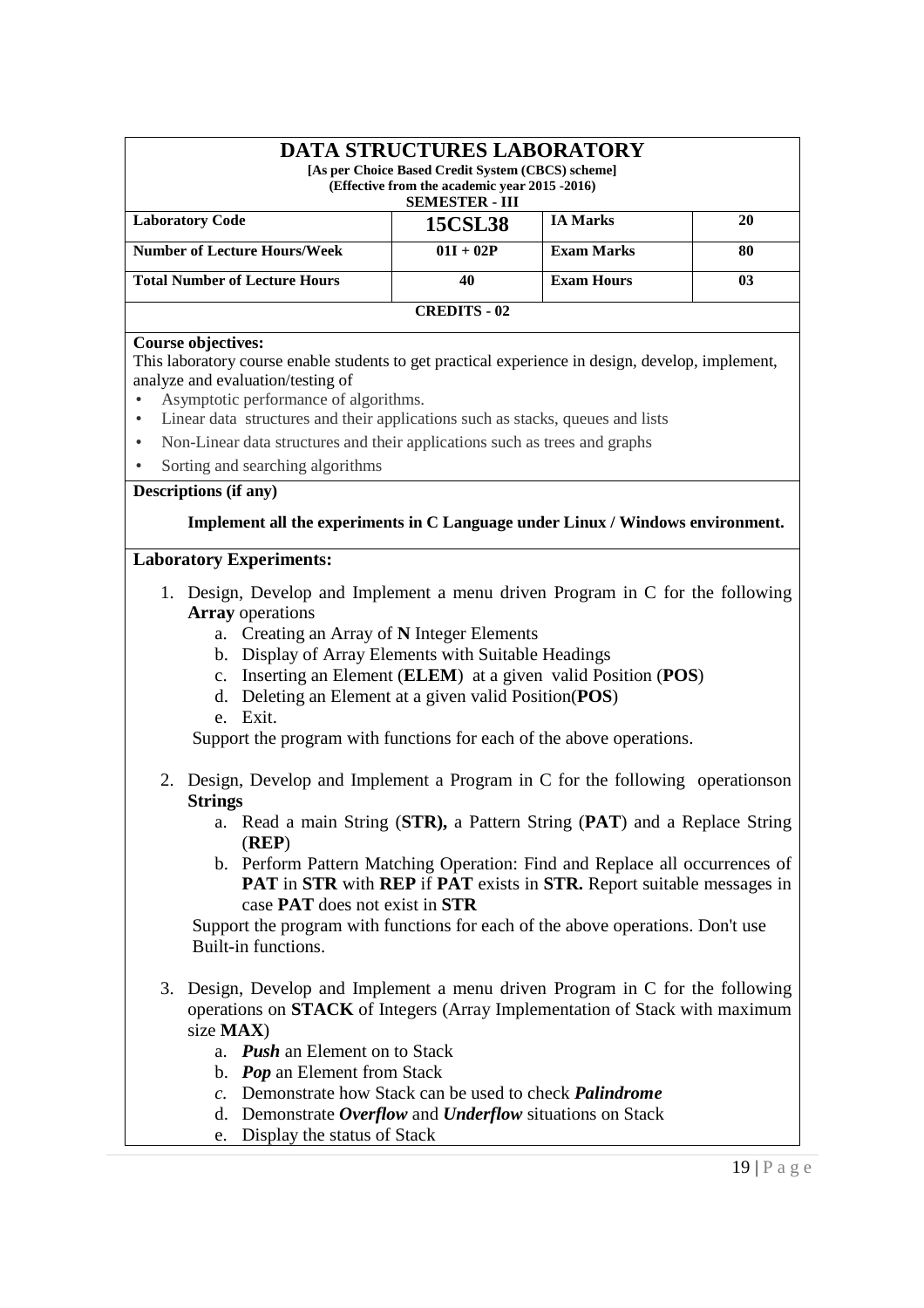# DATA STRUCTURES LABORATORY

**[As per Choice Based Credit System (CBCS) scheme]**
**(Effective from the academic year 2015 -2016)**
**SEMESTER - III**

| **Laboratory Code** | **15CSL38** | **IA Marks** | **20** |
|---|---|---|---|
| **Number of Lecture Hours/Week** | **01I + 02P** | **Exam Marks** | **80** |
| **Total Number of Lecture Hours** | **40** | **Exam Hours** | **03** |

**CREDITS - 02**

**Course objectives:**

This laboratory course enable students to get practical experience in design, develop, implement, analyze and evaluation/testing of

- Asymptotic performance of algorithms.
- Linear data structures and their applications such as stacks, queues and lists
- Non-Linear data structures and their applications such as trees and graphs
- Sorting and searching algorithms

**Descriptions (if any)**

**Implement all the experiments in C Language under Linux / Windows environment.**

**Laboratory Experiments:**

1. Design, Develop and Implement a menu driven Program in C for the following **Array** operations
   a. Creating an Array of **N** Integer Elements
   b. Display of Array Elements with Suitable Headings
   c. Inserting an Element (**ELEM**) at a given valid Position (**POS**)
   d. Deleting an Element at a given valid Position(**POS**)
   e. Exit.

   Support the program with functions for each of the above operations.

2. Design, Develop and Implement a Program in C for the following operationson **Strings**
   a. Read a main String (**STR),** a Pattern String (**PAT**) and a Replace String (**REP**)
   b. Perform Pattern Matching Operation: Find and Replace all occurrences of **PAT** in **STR** with **REP** if **PAT** exists in **STR.** Report suitable messages in case **PAT** does not exist in **STR**

   Support the program with functions for each of the above operations. Don't use Built-in functions.

3. Design, Develop and Implement a menu driven Program in C for the following operations on **STACK** of Integers (Array Implementation of Stack with maximum size **MAX**)
   a. ***Push*** an Element on to Stack
   b. ***Pop*** an Element from Stack
   c. Demonstrate how Stack can be used to check ***Palindrome***
   d. Demonstrate ***Overflow*** and ***Underflow*** situations on Stack
   e. Display the status of Stack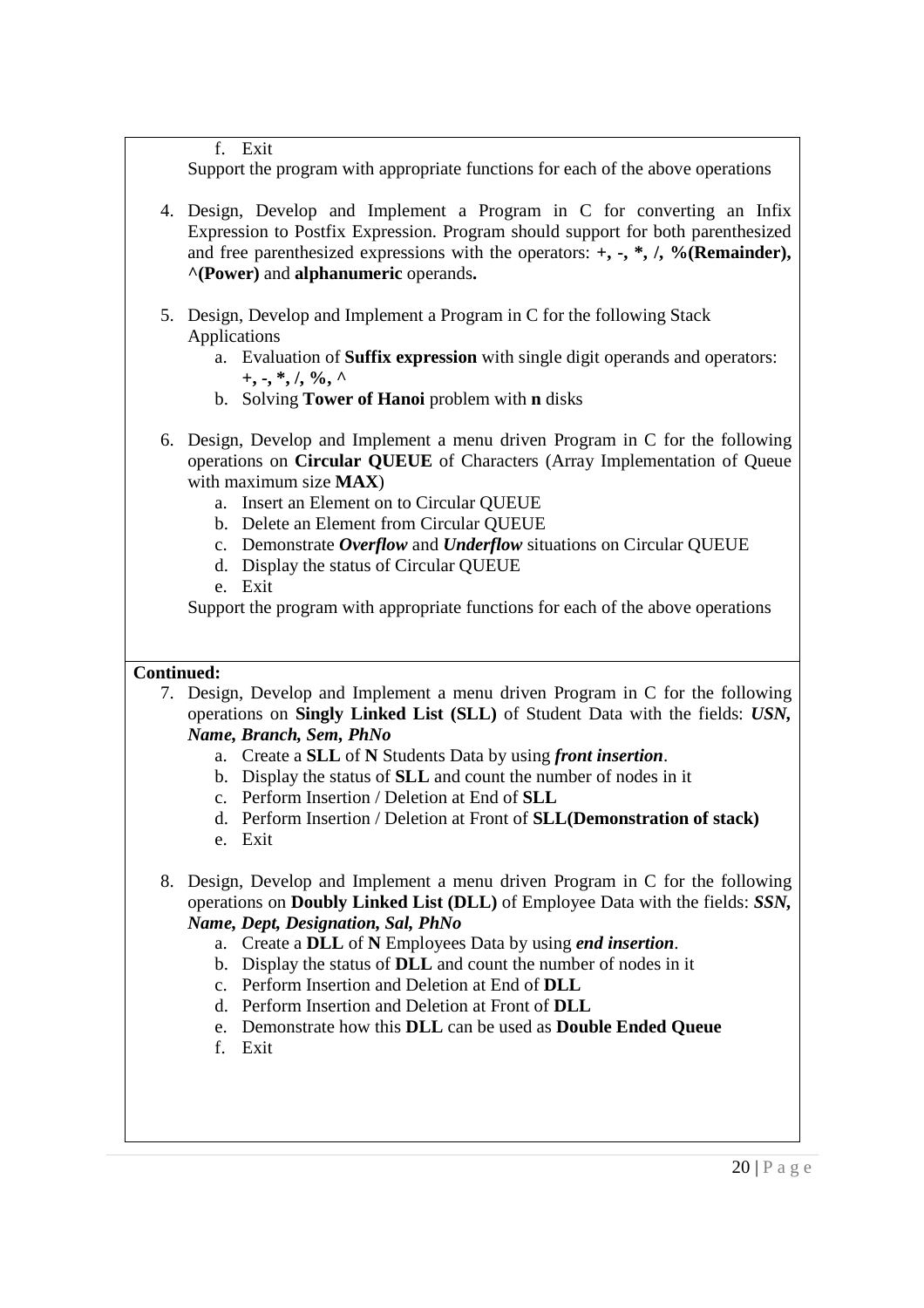f. Exit

Support the program with appropriate functions for each of the above operations

4. Design, Develop and Implement a Program in C for converting an Infix Expression to Postfix Expression. Program should support for both parenthesized and free parenthesized expressions with the operators: **+, -, *, /, %(Remainder), ^(Power)** and **alphanumeric** operands**.**

5. Design, Develop and Implement a Program in C for the following Stack Applications
   a. Evaluation of **Suffix expression** with single digit operands and operators: **+, -, *, /, %, ^**
   b. Solving **Tower of Hanoi** problem with **n** disks

6. Design, Develop and Implement a menu driven Program in C for the following operations on **Circular QUEUE** of Characters (Array Implementation of Queue with maximum size **MAX**)
   a. Insert an Element on to Circular QUEUE
   b. Delete an Element from Circular QUEUE
   c. Demonstrate ***Overflow*** and ***Underflow*** situations on Circular QUEUE
   d. Display the status of Circular QUEUE
   e. Exit

   Support the program with appropriate functions for each of the above operations

**Continued:**

7. Design, Develop and Implement a menu driven Program in C for the following operations on **Singly Linked List (SLL)** of Student Data with the fields: ***USN, Name, Branch, Sem, PhNo***
   a. Create a **SLL** of **N** Students Data by using ***front insertion***.
   b. Display the status of **SLL** and count the number of nodes in it
   c. Perform Insertion / Deletion at End of **SLL**
   d. Perform Insertion / Deletion at Front of **SLL(Demonstration of stack)**
   e. Exit

8. Design, Develop and Implement a menu driven Program in C for the following operations on **Doubly Linked List (DLL)** of Employee Data with the fields: ***SSN, Name, Dept, Designation, Sal, PhNo***
   a. Create a **DLL** of **N** Employees Data by using ***end insertion***.
   b. Display the status of **DLL** and count the number of nodes in it
   c. Perform Insertion and Deletion at End of **DLL**
   d. Perform Insertion and Deletion at Front of **DLL**
   e. Demonstrate how this **DLL** can be used as **Double Ended Queue**
   f. Exit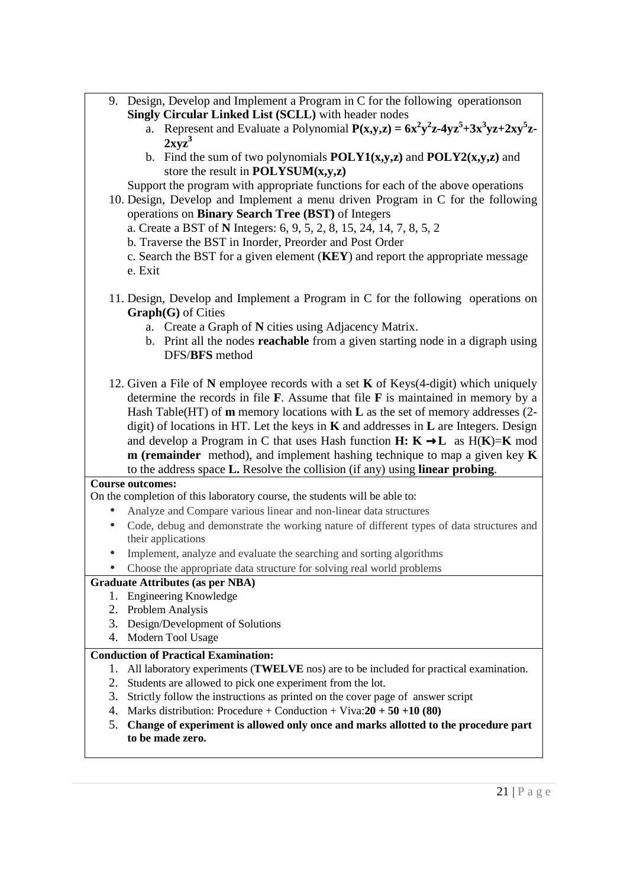9. Design, Develop and Implement a Program in C for the following operationson **Singly Circular Linked List (SCLL)** with header nodes
   a. Represent and Evaluate a Polynomial $\mathbf{P(x,y,z) = 6x^2y^2z-4yz^5+3x^3yz+2xy^5z-2xyz^3}$
   b. Find the sum of two polynomials **POLY1(x,y,z)** and **POLY2(x,y,z)** and store the result in **POLYSUM(x,y,z)**

   Support the program with appropriate functions for each of the above operations
10. Design, Develop and Implement a menu driven Program in C for the following operations on **Binary Search Tree (BST)** of Integers
    a. Create a BST of **N** Integers: 6, 9, 5, 2, 8, 15, 24, 14, 7, 8, 5, 2
    b. Traverse the BST in Inorder, Preorder and Post Order
    c. Search the BST for a given element (**KEY**) and report the appropriate message
    e. Exit

11. Design, Develop and Implement a Program in C for the following operations on **Graph(G)** of Cities
    a. Create a Graph of **N** cities using Adjacency Matrix.
    b. Print all the nodes **reachable** from a given starting node in a digraph using DFS/**BFS** method

12. Given a File of **N** employee records with a set **K** of Keys(4-digit) which uniquely determine the records in file **F**. Assume that file **F** is maintained in memory by a Hash Table(HT) of **m** memory locations with **L** as the set of memory addresses (2-digit) of locations in HT. Let the keys in **K** and addresses in **L** are Integers. Design and develop a Program in C that uses Hash function **H: K →L** as H(**K**)=**K** mod **m (remainder** method), and implement hashing technique to map a given key **K** to the address space **L.** Resolve the collision (if any) using **linear probing**.

**Course outcomes:**

On the completion of this laboratory course, the students will be able to:

- Analyze and Compare various linear and non-linear data structures
- Code, debug and demonstrate the working nature of different types of data structures and their applications
- Implement, analyze and evaluate the searching and sorting algorithms
- Choose the appropriate data structure for solving real world problems

**Graduate Attributes (as per NBA)**

1. Engineering Knowledge
2. Problem Analysis
3. Design/Development of Solutions
4. Modern Tool Usage

**Conduction of Practical Examination:**

1. All laboratory experiments (**TWELVE** nos) are to be included for practical examination.
2. Students are allowed to pick one experiment from the lot.
3. Strictly follow the instructions as printed on the cover page of answer script
4. Marks distribution: Procedure + Conduction + Viva:**20 + 50 +10 (80)**
5. **Change of experiment is allowed only once and marks allotted to the procedure part to be made zero.**